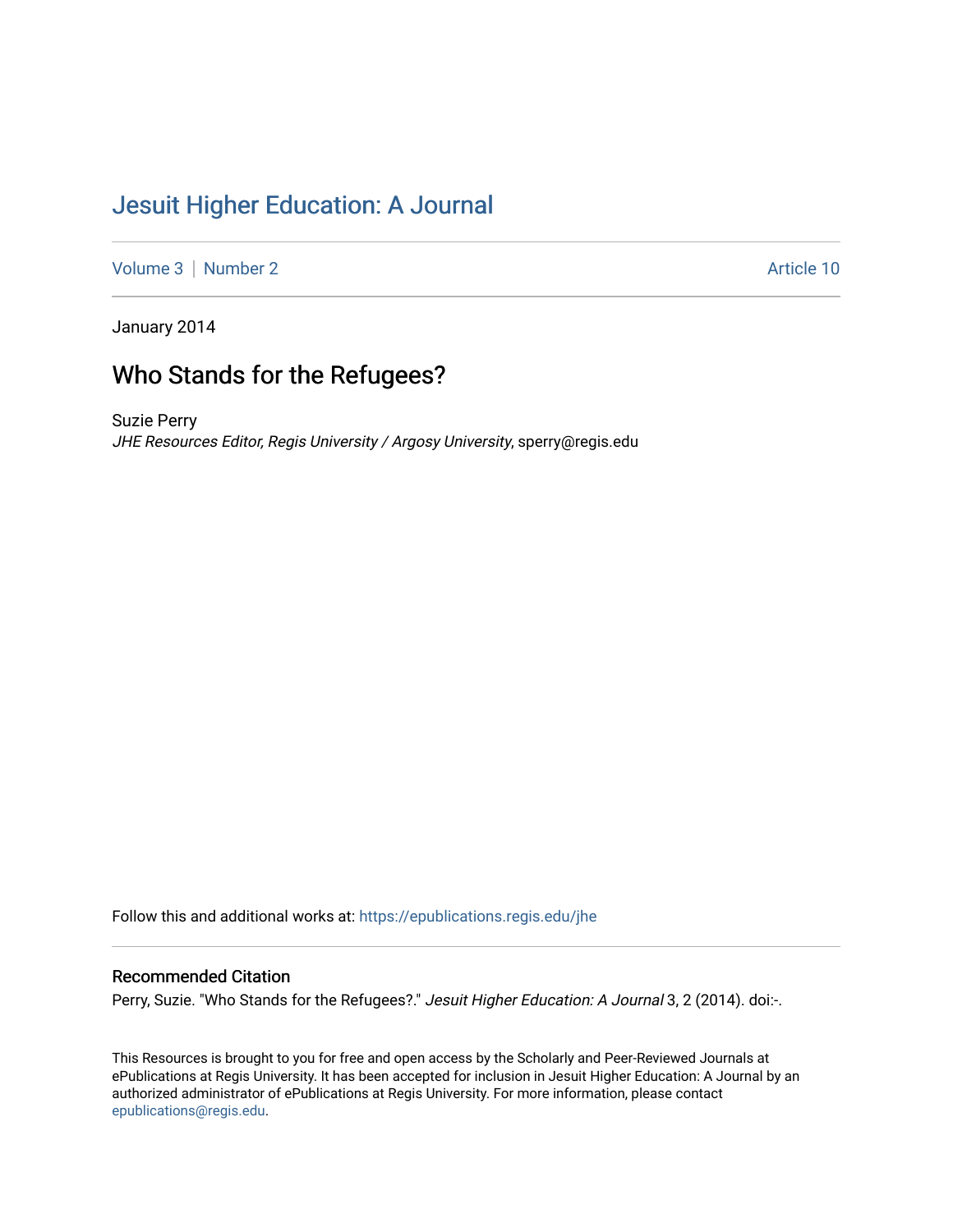# Jesuit Higher Education: A Journal

Volume 3 | Number 2 Article 10

January 2014

## Who Stands for the Refugees?

Suzie Perry
*JHE Resources Editor, Regis University / Argosy University*, sperry@regis.edu

Follow this and additional works at: https://epublications.regis.edu/jhe

### Recommended Citation

Perry, Suzie. "Who Stands for the Refugees?." *Jesuit Higher Education: A Journal* 3, 2 (2014). doi:-.

This Resources is brought to you for free and open access by the Scholarly and Peer-Reviewed Journals at ePublications at Regis University. It has been accepted for inclusion in Jesuit Higher Education: A Journal by an authorized administrator of ePublications at Regis University. For more information, please contact epublications@regis.edu.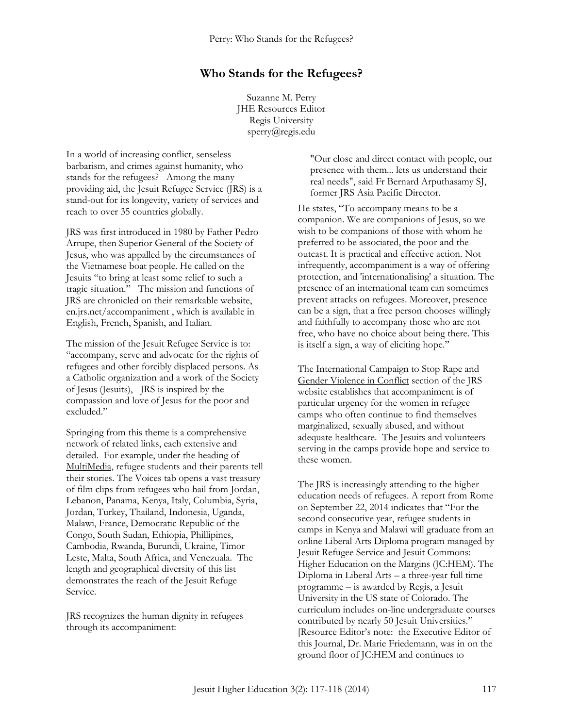# Who Stands for the Refugees?

Suzanne M. Perry
JHE Resources Editor
Regis University
sperry@regis.edu

In a world of increasing conflict, senseless barbarism, and crimes against humanity, who stands for the refugees? Among the many providing aid, the Jesuit Refugee Service (JRS) is a stand-out for its longevity, variety of services and reach to over 35 countries globally.

JRS was first introduced in 1980 by Father Pedro Arrupe, then Superior General of the Society of Jesus, who was appalled by the circumstances of the Vietnamese boat people. He called on the Jesuits "to bring at least some relief to such a tragic situation." The mission and functions of JRS are chronicled on their remarkable website, en.jrs.net/accompaniment , which is available in English, French, Spanish, and Italian.

The mission of the Jesuit Refugee Service is to: "accompany, serve and advocate for the rights of refugees and other forcibly displaced persons. As a Catholic organization and a work of the Society of Jesus (Jesuits), JRS is inspired by the compassion and love of Jesus for the poor and excluded."

Springing from this theme is a comprehensive network of related links, each extensive and detailed. For example, under the heading of MultiMedia, refugee students and their parents tell their stories. The Voices tab opens a vast treasury of film clips from refugees who hail from Jordan, Lebanon, Panama, Kenya, Italy, Columbia, Syria, Jordan, Turkey, Thailand, Indonesia, Uganda, Malawi, France, Democratic Republic of the Congo, South Sudan, Ethiopia, Phillipines, Cambodia, Rwanda, Burundi, Ukraine, Timor Leste, Malta, South Africa, and Venezuala. The length and geographical diversity of this list demonstrates the reach of the Jesuit Refuge Service.

JRS recognizes the human dignity in refugees through its accompaniment:

> "Our close and direct contact with people, our presence with them... lets us understand their real needs", said Fr Bernard Arputhasamy SJ, former JRS Asia Pacific Director.

He states, "To accompany means to be a companion. We are companions of Jesus, so we wish to be companions of those with whom he preferred to be associated, the poor and the outcast. It is practical and effective action. Not infrequently, accompaniment is a way of offering protection, and 'internationalising' a situation. The presence of an international team can sometimes prevent attacks on refugees. Moreover, presence can be a sign, that a free person chooses willingly and faithfully to accompany those who are not free, who have no choice about being there. This is itself a sign, a way of eliciting hope."

The International Campaign to Stop Rape and Gender Violence in Conflict section of the JRS website establishes that accompaniment is of particular urgency for the women in refugee camps who often continue to find themselves marginalized, sexually abused, and without adequate healthcare. The Jesuits and volunteers serving in the camps provide hope and service to these women.

The JRS is increasingly attending to the higher education needs of refugees. A report from Rome on September 22, 2014 indicates that "For the second consecutive year, refugee students in camps in Kenya and Malawi will graduate from an online Liberal Arts Diploma program managed by Jesuit Refugee Service and Jesuit Commons: Higher Education on the Margins (JC:HEM). The Diploma in Liberal Arts – a three-year full time programme – is awarded by Regis, a Jesuit University in the US state of Colorado. The curriculum includes on-line undergraduate courses contributed by nearly 50 Jesuit Universities." [Resource Editor's note: the Executive Editor of this Journal, Dr. Marie Friedemann, was in on the ground floor of JC:HEM and continues to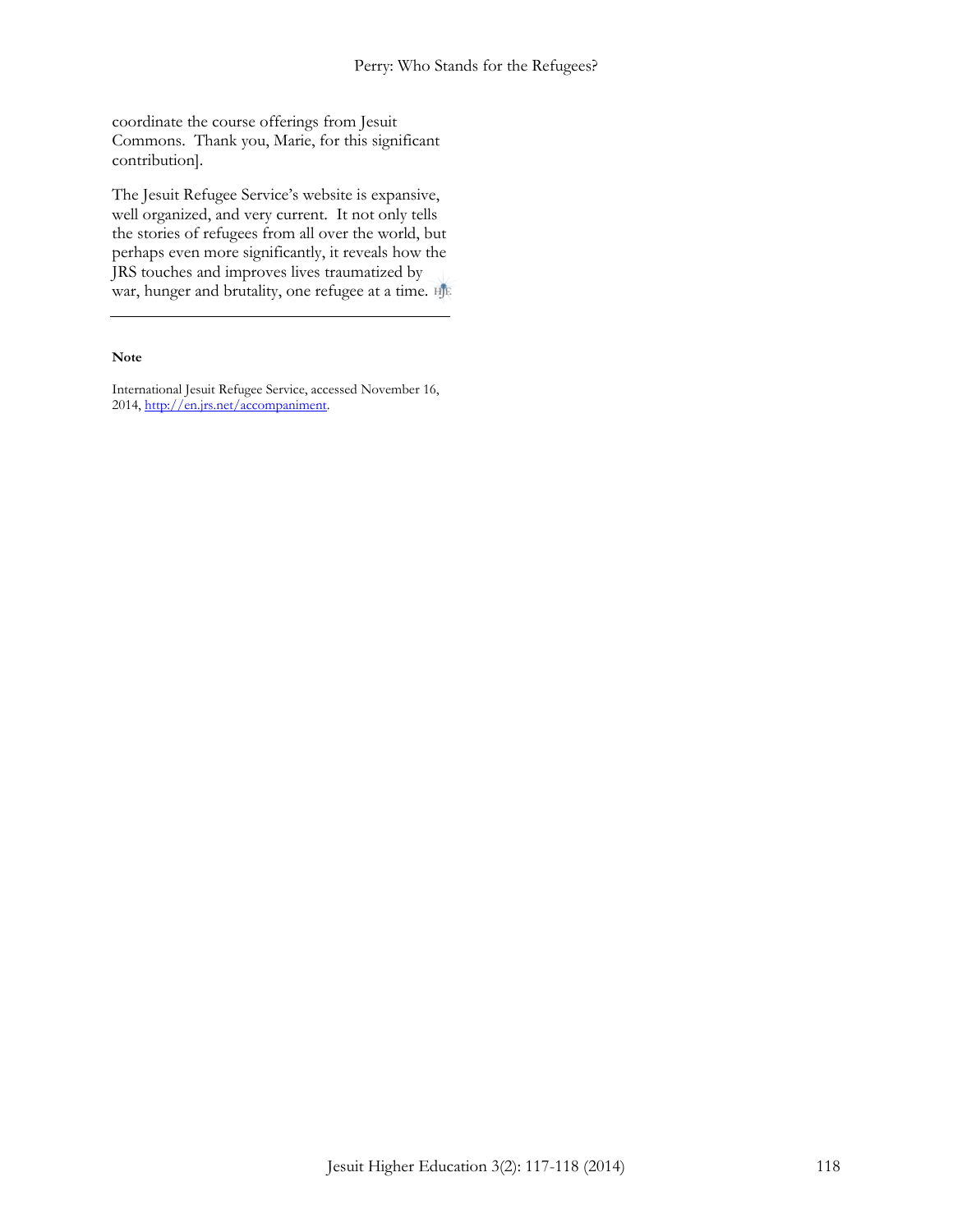coordinate the course offerings from Jesuit Commons. Thank you, Marie, for this significant contribution].

The Jesuit Refugee Service's website is expansive, well organized, and very current. It not only tells the stories of refugees from all over the world, but perhaps even more significantly, it reveals how the JRS touches and improves lives traumatized by war, hunger and brutality, one refugee at a time.

---

**Note**

International Jesuit Refugee Service, accessed November 16, 2014, http://en.jrs.net/accompaniment.